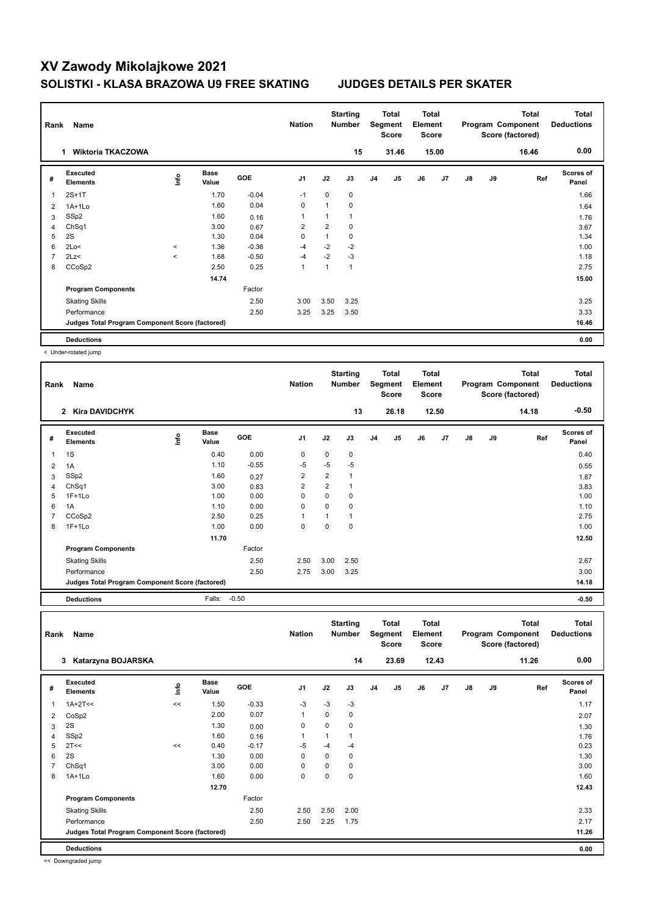# XV Zawody Mikolajkowe 2021

## SOLISTKI - KLASA BRAZOWA U9 FREE SKATING JUDGES DETAILS PER SKATER

| Rank | Name | Nation | Starting Number | Total Segment Score | Total Element Score | Total Program Component Score (factored) | Total Deductions |
|---|---|---|---|---|---|---|---|
| 1 | Wiktoria TKACZOWA | | 15 | 31.46 | 15.00 | 16.46 | 0.00 |

| # | Executed Elements | Info | Base Value | GOE | J1 | J2 | J3 | J4 | J5 | J6 | J7 | J8 | J9 | Ref | Scores of Panel |
|---|---|---|---|---|---|---|---|---|---|---|---|---|---|---|---|
| 1 | 2S+1T | | 1.70 | -0.04 | -1 | 0 | 0 | | | | | | | | 1.66 |
| 2 | 1A+1Lo | | 1.60 | 0.04 | 0 | 1 | 0 | | | | | | | | 1.64 |
| 3 | SSp2 | | 1.60 | 0.16 | 1 | 1 | 1 | | | | | | | | 1.76 |
| 4 | ChSq1 | | 3.00 | 0.67 | 2 | 2 | 0 | | | | | | | | 3.67 |
| 5 | 2S | | 1.30 | 0.04 | 0 | 1 | 0 | | | | | | | | 1.34 |
| 6 | 2Lo< | < | 1.36 | -0.36 | -4 | -2 | -2 | | | | | | | | 1.00 |
| 7 | 2Lz< | < | 1.68 | -0.50 | -4 | -2 | -3 | | | | | | | | 1.18 |
| 8 | CCoSp2 | | 2.50 | 0.25 | 1 | 1 | 1 | | | | | | | | 2.75 |
| | | | 14.74 | | | | | | | | | | | | 15.00 |
| | **Program Components** | | | Factor | | | | | | | | | | | |
| | Skating Skills | | | 2.50 | 3.00 | 3.50 | 3.25 | | | | | | | | 3.25 |
| | Performance | | | 2.50 | 3.25 | 3.25 | 3.50 | | | | | | | | 3.33 |
| | **Judges Total Program Component Score (factored)** | | | | | | | | | | | | | | 16.46 |
| | **Deductions** | | | | | | | | | | | | | | 0.00 |

< Under-rotated jump

| Rank | Name | Nation | Starting Number | Total Segment Score | Total Element Score | Total Program Component Score (factored) | Total Deductions |
|---|---|---|---|---|---|---|---|
| 2 | Kira DAVIDCHYK | | 13 | 26.18 | 12.50 | 14.18 | -0.50 |

| # | Executed Elements | Info | Base Value | GOE | J1 | J2 | J3 | J4 | J5 | J6 | J7 | J8 | J9 | Ref | Scores of Panel |
|---|---|---|---|---|---|---|---|---|---|---|---|---|---|---|---|
| 1 | 1S | | 0.40 | 0.00 | 0 | 0 | 0 | | | | | | | | 0.40 |
| 2 | 1A | | 1.10 | -0.55 | -5 | -5 | -5 | | | | | | | | 0.55 |
| 3 | SSp2 | | 1.60 | 0.27 | 2 | 2 | 1 | | | | | | | | 1.87 |
| 4 | ChSq1 | | 3.00 | 0.83 | 2 | 2 | 1 | | | | | | | | 3.83 |
| 5 | 1F+1Lo | | 1.00 | 0.00 | 0 | 0 | 0 | | | | | | | | 1.00 |
| 6 | 1A | | 1.10 | 0.00 | 0 | 0 | 0 | | | | | | | | 1.10 |
| 7 | CCoSp2 | | 2.50 | 0.25 | 1 | 1 | 1 | | | | | | | | 2.75 |
| 8 | 1F+1Lo | | 1.00 | 0.00 | 0 | 0 | 0 | | | | | | | | 1.00 |
| | | | 11.70 | | | | | | | | | | | | 12.50 |
| | **Program Components** | | | Factor | | | | | | | | | | | |
| | Skating Skills | | | 2.50 | 2.50 | 3.00 | 2.50 | | | | | | | | 2.67 |
| | Performance | | | 2.50 | 2.75 | 3.00 | 3.25 | | | | | | | | 3.00 |
| | **Judges Total Program Component Score (factored)** | | | | | | | | | | | | | | 14.18 |
| | **Deductions** | | Falls: | -0.50 | | | | | | | | | | | -0.50 |

| Rank | Name | Nation | Starting Number | Total Segment Score | Total Element Score | Total Program Component Score (factored) | Total Deductions |
|---|---|---|---|---|---|---|---|
| 3 | Katarzyna BOJARSKA | | 14 | 23.69 | 12.43 | 11.26 | 0.00 |

| # | Executed Elements | Info | Base Value | GOE | J1 | J2 | J3 | J4 | J5 | J6 | J7 | J8 | J9 | Ref | Scores of Panel |
|---|---|---|---|---|---|---|---|---|---|---|---|---|---|---|---|
| 1 | 1A+2T<< | << | 1.50 | -0.33 | -3 | -3 | -3 | | | | | | | | 1.17 |
| 2 | CoSp2 | | 2.00 | 0.07 | 1 | 0 | 0 | | | | | | | | 2.07 |
| 3 | 2S | | 1.30 | 0.00 | 0 | 0 | 0 | | | | | | | | 1.30 |
| 4 | SSp2 | | 1.60 | 0.16 | 1 | 1 | 1 | | | | | | | | 1.76 |
| 5 | 2T<< | << | 0.40 | -0.17 | -5 | -4 | -4 | | | | | | | | 0.23 |
| 6 | 2S | | 1.30 | 0.00 | 0 | 0 | 0 | | | | | | | | 1.30 |
| 7 | ChSq1 | | 3.00 | 0.00 | 0 | 0 | 0 | | | | | | | | 3.00 |
| 8 | 1A+1Lo | | 1.60 | 0.00 | 0 | 0 | 0 | | | | | | | | 1.60 |
| | | | 12.70 | | | | | | | | | | | | 12.43 |
| | **Program Components** | | | Factor | | | | | | | | | | | |
| | Skating Skills | | | 2.50 | 2.50 | 2.50 | 2.00 | | | | | | | | 2.33 |
| | Performance | | | 2.50 | 2.50 | 2.25 | 1.75 | | | | | | | | 2.17 |
| | **Judges Total Program Component Score (factored)** | | | | | | | | | | | | | | 11.26 |
| | **Deductions** | | | | | | | | | | | | | | 0.00 |

<< Downgraded jump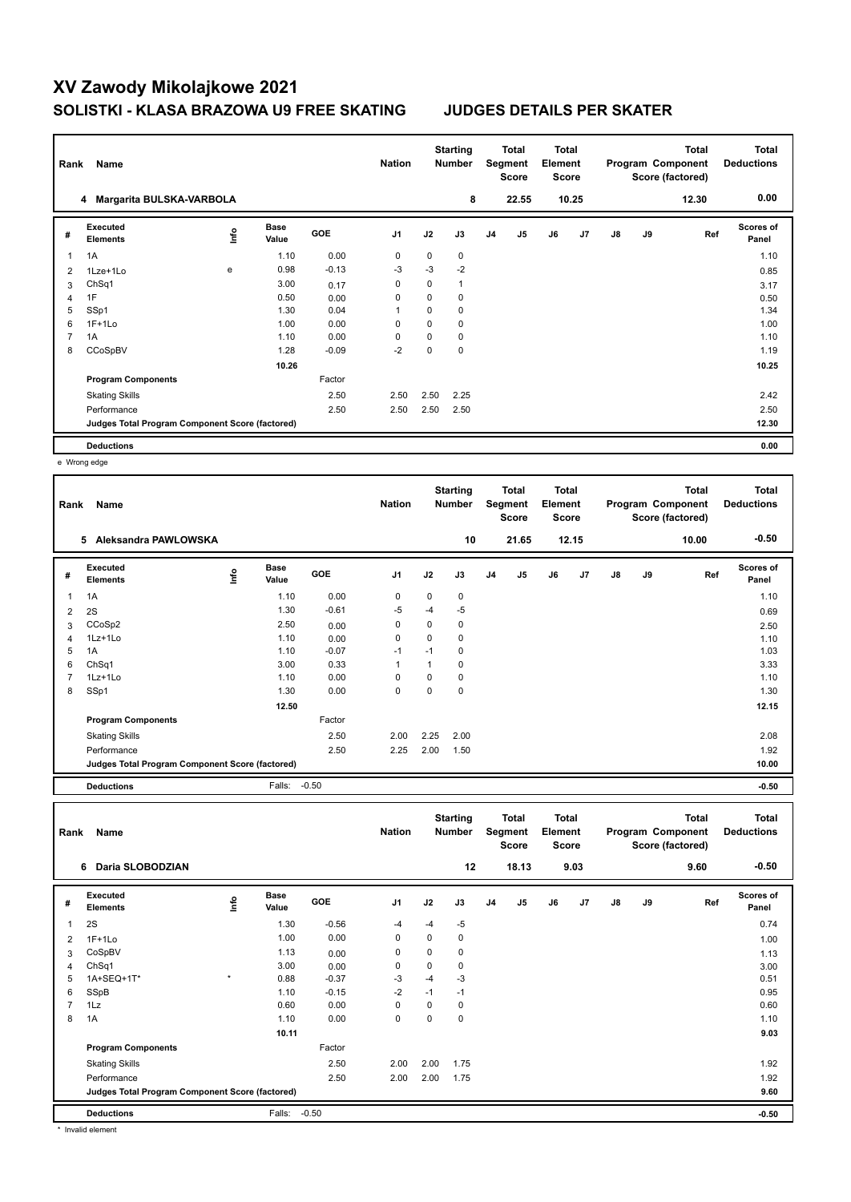# XV Zawody Mikolajkowe 2021

## SOLISTKI - KLASA BRAZOWA U9 FREE SKATING JUDGES DETAILS PER SKATER

| Rank | Name | Nation | Starting Number | Total Segment Score | Total Element Score | Total Program Component Score (factored) | Total Deductions |
|---|---|---|---|---|---|---|---|
| 4 | Margarita BULSKA-VARBOLA | | 8 | 22.55 | 10.25 | 12.30 | 0.00 |

| # | Executed Elements | Info | Base Value | GOE | J1 | J2 | J3 | J4 | J5 | J6 | J7 | J8 | J9 | Ref | Scores of Panel |
|---|---|---|---|---|---|---|---|---|---|---|---|---|---|---|---|
| 1 | 1A | | 1.10 | 0.00 | 0 | 0 | 0 | | | | | | | | 1.10 |
| 2 | 1Lze+1Lo | e | 0.98 | -0.13 | -3 | -3 | -2 | | | | | | | | 0.85 |
| 3 | ChSq1 | | 3.00 | 0.17 | 0 | 0 | 1 | | | | | | | | 3.17 |
| 4 | 1F | | 0.50 | 0.00 | 0 | 0 | 0 | | | | | | | | 0.50 |
| 5 | SSp1 | | 1.30 | 0.04 | 1 | 0 | 0 | | | | | | | | 1.34 |
| 6 | 1F+1Lo | | 1.00 | 0.00 | 0 | 0 | 0 | | | | | | | | 1.00 |
| 7 | 1A | | 1.10 | 0.00 | 0 | 0 | 0 | | | | | | | | 1.10 |
| 8 | CCoSpBV | | 1.28 | -0.09 | -2 | 0 | 0 | | | | | | | | 1.19 |
| | | | 10.26 | | | | | | | | | | | | 10.25 |
| | **Program Components** | | | Factor | | | | | | | | | | | |
| | Skating Skills | | | 2.50 | 2.50 | 2.50 | 2.25 | | | | | | | | 2.42 |
| | Performance | | | 2.50 | 2.50 | 2.50 | 2.50 | | | | | | | | 2.50 |
| | **Judges Total Program Component Score (factored)** | | | | | | | | | | | | | | 12.30 |
| | **Deductions** | | | | | | | | | | | | | | 0.00 |

e Wrong edge

| Rank | Name | Nation | Starting Number | Total Segment Score | Total Element Score | Total Program Component Score (factored) | Total Deductions |
|---|---|---|---|---|---|---|---|
| 5 | Aleksandra PAWLOWSKA | | 10 | 21.65 | 12.15 | 10.00 | -0.50 |

| # | Executed Elements | Info | Base Value | GOE | J1 | J2 | J3 | J4 | J5 | J6 | J7 | J8 | J9 | Ref | Scores of Panel |
|---|---|---|---|---|---|---|---|---|---|---|---|---|---|---|---|
| 1 | 1A | | 1.10 | 0.00 | 0 | 0 | 0 | | | | | | | | 1.10 |
| 2 | 2S | | 1.30 | -0.61 | -5 | -4 | -5 | | | | | | | | 0.69 |
| 3 | CCoSp2 | | 2.50 | 0.00 | 0 | 0 | 0 | | | | | | | | 2.50 |
| 4 | 1Lz+1Lo | | 1.10 | 0.00 | 0 | 0 | 0 | | | | | | | | 1.10 |
| 5 | 1A | | 1.10 | -0.07 | -1 | -1 | 0 | | | | | | | | 1.03 |
| 6 | ChSq1 | | 3.00 | 0.33 | 1 | 1 | 0 | | | | | | | | 3.33 |
| 7 | 1Lz+1Lo | | 1.10 | 0.00 | 0 | 0 | 0 | | | | | | | | 1.10 |
| 8 | SSp1 | | 1.30 | 0.00 | 0 | 0 | 0 | | | | | | | | 1.30 |
| | | | 12.50 | | | | | | | | | | | | 12.15 |
| | **Program Components** | | | Factor | | | | | | | | | | | |
| | Skating Skills | | | 2.50 | 2.00 | 2.25 | 2.00 | | | | | | | | 2.08 |
| | Performance | | | 2.50 | 2.25 | 2.00 | 1.50 | | | | | | | | 1.92 |
| | **Judges Total Program Component Score (factored)** | | | | | | | | | | | | | | 10.00 |
| | **Deductions** | | Falls: | -0.50 | | | | | | | | | | | -0.50 |

| Rank | Name | Nation | Starting Number | Total Segment Score | Total Element Score | Total Program Component Score (factored) | Total Deductions |
|---|---|---|---|---|---|---|---|
| 6 | Daria SLOBODZIAN | | 12 | 18.13 | 9.03 | 9.60 | -0.50 |

| # | Executed Elements | Info | Base Value | GOE | J1 | J2 | J3 | J4 | J5 | J6 | J7 | J8 | J9 | Ref | Scores of Panel |
|---|---|---|---|---|---|---|---|---|---|---|---|---|---|---|---|
| 1 | 2S | | 1.30 | -0.56 | -4 | -4 | -5 | | | | | | | | 0.74 |
| 2 | 1F+1Lo | | 1.00 | 0.00 | 0 | 0 | 0 | | | | | | | | 1.00 |
| 3 | CoSpBV | | 1.13 | 0.00 | 0 | 0 | 0 | | | | | | | | 1.13 |
| 4 | ChSq1 | | 3.00 | 0.00 | 0 | 0 | 0 | | | | | | | | 3.00 |
| 5 | 1A+SEQ+1T* | * | 0.88 | -0.37 | -3 | -4 | -3 | | | | | | | | 0.51 |
| 6 | SSpB | | 1.10 | -0.15 | -2 | -1 | -1 | | | | | | | | 0.95 |
| 7 | 1Lz | | 0.60 | 0.00 | 0 | 0 | 0 | | | | | | | | 0.60 |
| 8 | 1A | | 1.10 | 0.00 | 0 | 0 | 0 | | | | | | | | 1.10 |
| | | | 10.11 | | | | | | | | | | | | 9.03 |
| | **Program Components** | | | Factor | | | | | | | | | | | |
| | Skating Skills | | | 2.50 | 2.00 | 2.00 | 1.75 | | | | | | | | 1.92 |
| | Performance | | | 2.50 | 2.00 | 2.00 | 1.75 | | | | | | | | 1.92 |
| | **Judges Total Program Component Score (factored)** | | | | | | | | | | | | | | 9.60 |
| | **Deductions** | | Falls: | -0.50 | | | | | | | | | | | -0.50 |

* Invalid element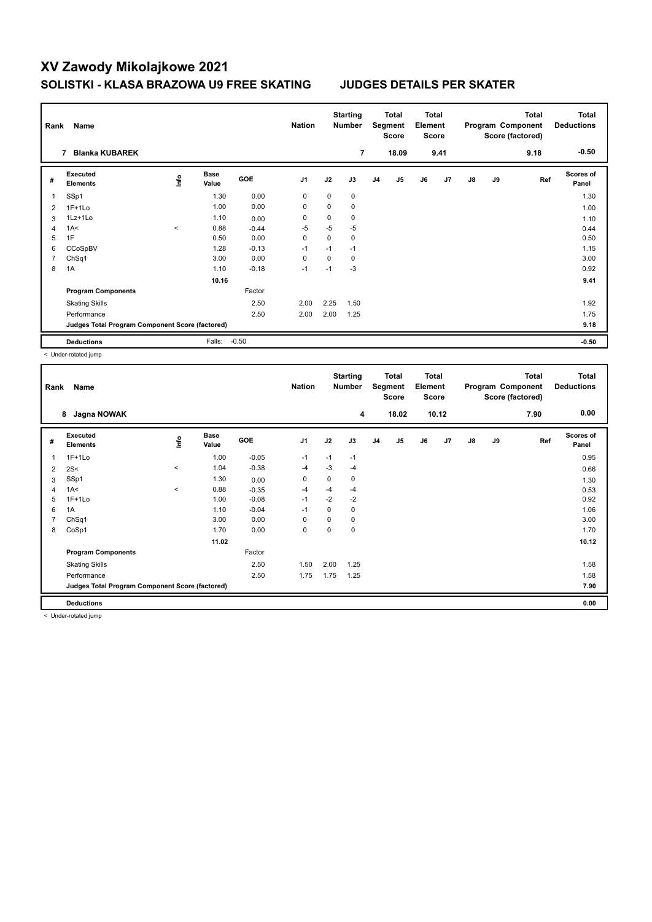# XV Zawody Mikolajkowe 2021

## SOLISTKI - KLASA BRAZOWA U9 FREE SKATING JUDGES DETAILS PER SKATER

| Rank | Name | Nation | Starting Number | Total Segment Score | Total Element Score | Total Program Component Score (factored) | Total Deductions |
|---|---|---|---|---|---|---|---|
| 7 | Blanka KUBAREK | | 7 | 18.09 | 9.41 | 9.18 | -0.50 |

| # | Executed Elements | Info | Base Value | GOE | J1 | J2 | J3 | J4 | J5 | J6 | J7 | J8 | J9 | Ref | Scores of Panel |
|---|---|---|---|---|---|---|---|---|---|---|---|---|---|---|---|
| 1 | SSp1 | | 1.30 | 0.00 | 0 | 0 | 0 | | | | | | | | 1.30 |
| 2 | 1F+1Lo | | 1.00 | 0.00 | 0 | 0 | 0 | | | | | | | | 1.00 |
| 3 | 1Lz+1Lo | | 1.10 | 0.00 | 0 | 0 | 0 | | | | | | | | 1.10 |
| 4 | 1A< | < | 0.88 | -0.44 | -5 | -5 | -5 | | | | | | | | 0.44 |
| 5 | 1F | | 0.50 | 0.00 | 0 | 0 | 0 | | | | | | | | 0.50 |
| 6 | CCoSpBV | | 1.28 | -0.13 | -1 | -1 | -1 | | | | | | | | 1.15 |
| 7 | ChSq1 | | 3.00 | 0.00 | 0 | 0 | 0 | | | | | | | | 3.00 |
| 8 | 1A | | 1.10 | -0.18 | -1 | -1 | -3 | | | | | | | | 0.92 |
| | | | 10.16 | | | | | | | | | | | | 9.41 |
| | **Program Components** | | | Factor | | | | | | | | | | | |
| | Skating Skills | | | 2.50 | 2.00 | 2.25 | 1.50 | | | | | | | | 1.92 |
| | Performance | | | 2.50 | 2.00 | 2.00 | 1.25 | | | | | | | | 1.75 |
| | **Judges Total Program Component Score (factored)** | | | | | | | | | | | | | | 9.18 |
| | **Deductions** | | Falls: | -0.50 | | | | | | | | | | | -0.50 |

< Under-rotated jump

| Rank | Name | Nation | Starting Number | Total Segment Score | Total Element Score | Total Program Component Score (factored) | Total Deductions |
|---|---|---|---|---|---|---|---|
| 8 | Jagna NOWAK | | 4 | 18.02 | 10.12 | 7.90 | 0.00 |

| # | Executed Elements | Info | Base Value | GOE | J1 | J2 | J3 | J4 | J5 | J6 | J7 | J8 | J9 | Ref | Scores of Panel |
|---|---|---|---|---|---|---|---|---|---|---|---|---|---|---|---|
| 1 | 1F+1Lo | | 1.00 | -0.05 | -1 | -1 | -1 | | | | | | | | 0.95 |
| 2 | 2S< | < | 1.04 | -0.38 | -4 | -3 | -4 | | | | | | | | 0.66 |
| 3 | SSp1 | | 1.30 | 0.00 | 0 | 0 | 0 | | | | | | | | 1.30 |
| 4 | 1A< | < | 0.88 | -0.35 | -4 | -4 | -4 | | | | | | | | 0.53 |
| 5 | 1F+1Lo | | 1.00 | -0.08 | -1 | -2 | -2 | | | | | | | | 0.92 |
| 6 | 1A | | 1.10 | -0.04 | -1 | 0 | 0 | | | | | | | | 1.06 |
| 7 | ChSq1 | | 3.00 | 0.00 | 0 | 0 | 0 | | | | | | | | 3.00 |
| 8 | CoSp1 | | 1.70 | 0.00 | 0 | 0 | 0 | | | | | | | | 1.70 |
| | | | 11.02 | | | | | | | | | | | | 10.12 |
| | **Program Components** | | | Factor | | | | | | | | | | | |
| | Skating Skills | | | 2.50 | 1.50 | 2.00 | 1.25 | | | | | | | | 1.58 |
| | Performance | | | 2.50 | 1.75 | 1.75 | 1.25 | | | | | | | | 1.58 |
| | **Judges Total Program Component Score (factored)** | | | | | | | | | | | | | | 7.90 |
| | **Deductions** | | | | | | | | | | | | | | 0.00 |

< Under-rotated jump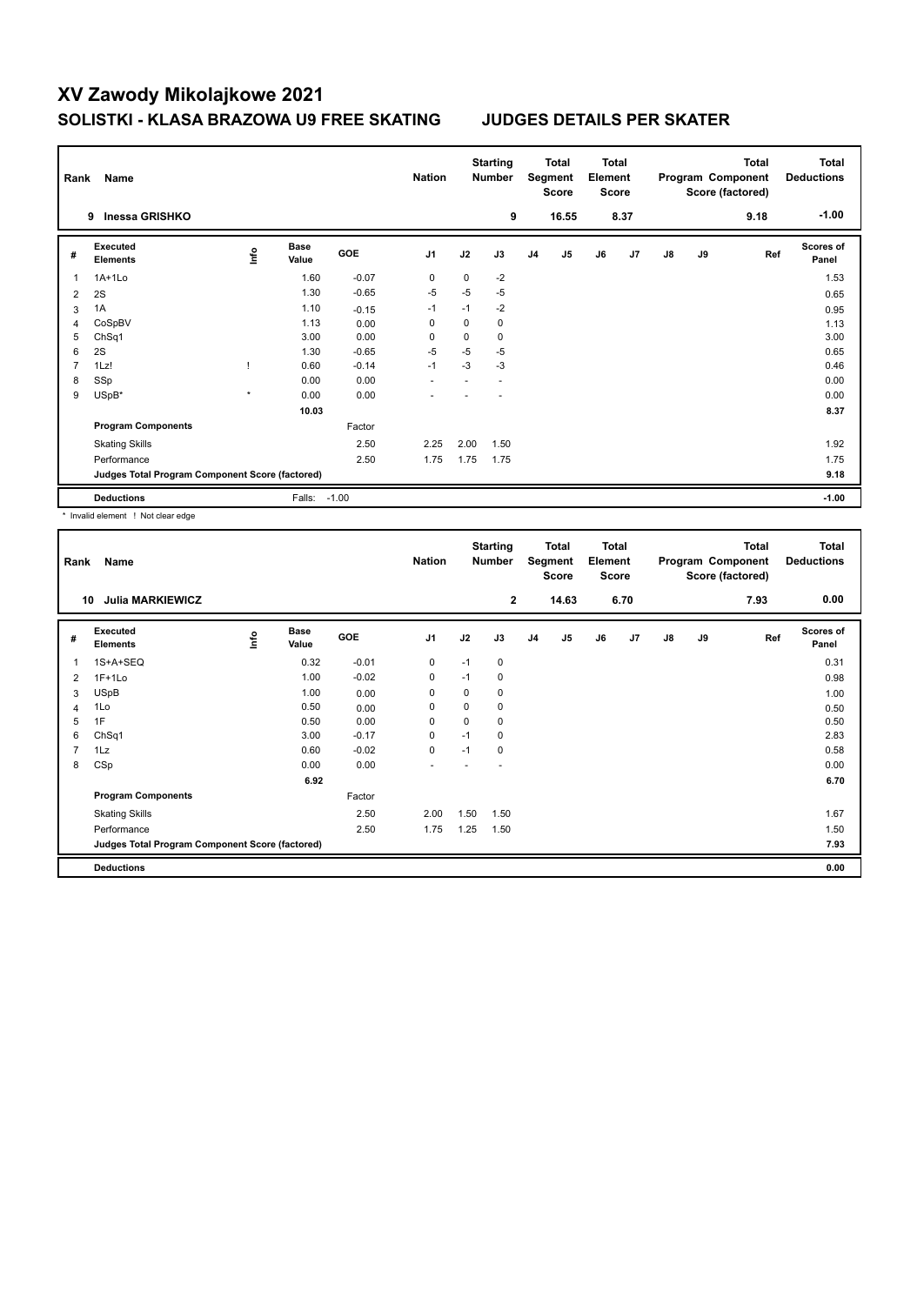# XV Zawody Mikolajkowe 2021

## SOLISTKI - KLASA BRAZOWA U9 FREE SKATING JUDGES DETAILS PER SKATER

| Rank | Name | Nation | Starting Number | Total Segment Score | Total Element Score | Total Program Component Score (factored) | Total Deductions |
|---|---|---|---|---|---|---|---|
| 9 | Inessa GRISHKO | | 9 | 16.55 | 8.37 | 9.18 | -1.00 |

| # | Executed Elements | Info | Base Value | GOE | J1 | J2 | J3 | J4 | J5 | J6 | J7 | J8 | J9 | Ref | Scores of Panel |
|---|---|---|---|---|---|---|---|---|---|---|---|---|---|---|---|
| 1 | 1A+1Lo | | 1.60 | -0.07 | 0 | 0 | -2 | | | | | | | | 1.53 |
| 2 | 2S | | 1.30 | -0.65 | -5 | -5 | -5 | | | | | | | | 0.65 |
| 3 | 1A | | 1.10 | -0.15 | -1 | -1 | -2 | | | | | | | | 0.95 |
| 4 | CoSpBV | | 1.13 | 0.00 | 0 | 0 | 0 | | | | | | | | 1.13 |
| 5 | ChSq1 | | 3.00 | 0.00 | 0 | 0 | 0 | | | | | | | | 3.00 |
| 6 | 2S | | 1.30 | -0.65 | -5 | -5 | -5 | | | | | | | | 0.65 |
| 7 | 1Lz! | ! | 0.60 | -0.14 | -1 | -3 | -3 | | | | | | | | 0.46 |
| 8 | SSp | | 0.00 | 0.00 | - | - | - | | | | | | | | 0.00 |
| 9 | USpB* | * | 0.00 | 0.00 | - | - | - | | | | | | | | 0.00 |
| | | | 10.03 | | | | | | | | | | | | 8.37 |
| | Program Components | | | Factor | | | | | | | | | | | |
| | Skating Skills | | | 2.50 | 2.25 | 2.00 | 1.50 | | | | | | | | 1.92 |
| | Performance | | | 2.50 | 1.75 | 1.75 | 1.75 | | | | | | | | 1.75 |
| | Judges Total Program Component Score (factored) | | | | | | | | | | | | | | 9.18 |
| | Deductions | | Falls: | -1.00 | | | | | | | | | | | -1.00 |

\* Invalid element ! Not clear edge

| Rank | Name | Nation | Starting Number | Total Segment Score | Total Element Score | Total Program Component Score (factored) | Total Deductions |
|---|---|---|---|---|---|---|---|
| 10 | Julia MARKIEWICZ | | 2 | 14.63 | 6.70 | 7.93 | 0.00 |

| # | Executed Elements | Info | Base Value | GOE | J1 | J2 | J3 | J4 | J5 | J6 | J7 | J8 | J9 | Ref | Scores of Panel |
|---|---|---|---|---|---|---|---|---|---|---|---|---|---|---|---|
| 1 | 1S+A+SEQ | | 0.32 | -0.01 | 0 | -1 | 0 | | | | | | | | 0.31 |
| 2 | 1F+1Lo | | 1.00 | -0.02 | 0 | -1 | 0 | | | | | | | | 0.98 |
| 3 | USpB | | 1.00 | 0.00 | 0 | 0 | 0 | | | | | | | | 1.00 |
| 4 | 1Lo | | 0.50 | 0.00 | 0 | 0 | 0 | | | | | | | | 0.50 |
| 5 | 1F | | 0.50 | 0.00 | 0 | 0 | 0 | | | | | | | | 0.50 |
| 6 | ChSq1 | | 3.00 | -0.17 | 0 | -1 | 0 | | | | | | | | 2.83 |
| 7 | 1Lz | | 0.60 | -0.02 | 0 | -1 | 0 | | | | | | | | 0.58 |
| 8 | CSp | | 0.00 | 0.00 | - | - | - | | | | | | | | 0.00 |
| | | | 6.92 | | | | | | | | | | | | 6.70 |
| | Program Components | | | Factor | | | | | | | | | | | |
| | Skating Skills | | | 2.50 | 2.00 | 1.50 | 1.50 | | | | | | | | 1.67 |
| | Performance | | | 2.50 | 1.75 | 1.25 | 1.50 | | | | | | | | 1.50 |
| | Judges Total Program Component Score (factored) | | | | | | | | | | | | | | 7.93 |
| | Deductions | | | | | | | | | | | | | | 0.00 |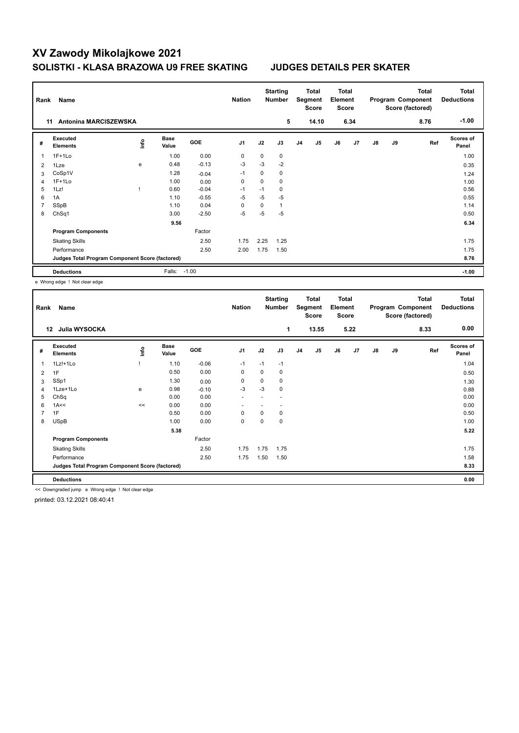# XV Zawody Mikolajkowe 2021

## SOLISTKI - KLASA BRAZOWA U9 FREE SKATING JUDGES DETAILS PER SKATER

| Rank | Name | Nation | Starting Number | Total Segment Score | Total Element Score | Total Program Component Score (factored) | Total Deductions |
|---|---|---|---|---|---|---|---|
| 11 | Antonina MARCISZEWSKA | | 5 | 14.10 | 6.34 | 8.76 | -1.00 |

| # | Executed Elements | Info | Base Value | GOE | J1 | J2 | J3 | J4 | J5 | J6 | J7 | J8 | J9 | Ref | Scores of Panel |
|---|---|---|---|---|---|---|---|---|---|---|---|---|---|---|---|
| 1 | 1F+1Lo | | 1.00 | 0.00 | 0 | 0 | 0 | | | | | | | | 1.00 |
| 2 | 1Lze | e | 0.48 | -0.13 | -3 | -3 | -2 | | | | | | | | 0.35 |
| 3 | CoSp1V | | 1.28 | -0.04 | -1 | 0 | 0 | | | | | | | | 1.24 |
| 4 | 1F+1Lo | | 1.00 | 0.00 | 0 | 0 | 0 | | | | | | | | 1.00 |
| 5 | 1Lz! | ! | 0.60 | -0.04 | -1 | -1 | 0 | | | | | | | | 0.56 |
| 6 | 1A | | 1.10 | -0.55 | -5 | -5 | -5 | | | | | | | | 0.55 |
| 7 | SSpB | | 1.10 | 0.04 | 0 | 0 | 1 | | | | | | | | 1.14 |
| 8 | ChSq1 | | 3.00 | -2.50 | -5 | -5 | -5 | | | | | | | | 0.50 |
| | | | 9.56 | | | | | | | | | | | | 6.34 |
| | **Program Components** | | | Factor | | | | | | | | | | | |
| | Skating Skills | | | 2.50 | 1.75 | 2.25 | 1.25 | | | | | | | | 1.75 |
| | Performance | | | 2.50 | 2.00 | 1.75 | 1.50 | | | | | | | | 1.75 |
| | **Judges Total Program Component Score (factored)** | | | | | | | | | | | | | | 8.76 |
| | **Deductions** | | Falls: | -1.00 | | | | | | | | | | | -1.00 |

e Wrong edge ! Not clear edge

| Rank | Name | Nation | Starting Number | Total Segment Score | Total Element Score | Total Program Component Score (factored) | Total Deductions |
|---|---|---|---|---|---|---|---|
| 12 | Julia WYSOCKA | | 1 | 13.55 | 5.22 | 8.33 | 0.00 |

| # | Executed Elements | Info | Base Value | GOE | J1 | J2 | J3 | J4 | J5 | J6 | J7 | J8 | J9 | Ref | Scores of Panel |
|---|---|---|---|---|---|---|---|---|---|---|---|---|---|---|---|
| 1 | 1Lz!+1Lo | ! | 1.10 | -0.06 | -1 | -1 | -1 | | | | | | | | 1.04 |
| 2 | 1F | | 0.50 | 0.00 | 0 | 0 | 0 | | | | | | | | 0.50 |
| 3 | SSp1 | | 1.30 | 0.00 | 0 | 0 | 0 | | | | | | | | 1.30 |
| 4 | 1Lze+1Lo | e | 0.98 | -0.10 | -3 | -3 | 0 | | | | | | | | 0.88 |
| 5 | ChSq | | 0.00 | 0.00 | - | - | - | | | | | | | | 0.00 |
| 6 | 1A<< | << | 0.00 | 0.00 | - | - | - | | | | | | | | 0.00 |
| 7 | 1F | | 0.50 | 0.00 | 0 | 0 | 0 | | | | | | | | 0.50 |
| 8 | USpB | | 1.00 | 0.00 | 0 | 0 | 0 | | | | | | | | 1.00 |
| | | | 5.38 | | | | | | | | | | | | 5.22 |
| | **Program Components** | | | Factor | | | | | | | | | | | |
| | Skating Skills | | | 2.50 | 1.75 | 1.75 | 1.75 | | | | | | | | 1.75 |
| | Performance | | | 2.50 | 1.75 | 1.50 | 1.50 | | | | | | | | 1.58 |
| | **Judges Total Program Component Score (factored)** | | | | | | | | | | | | | | 8.33 |
| | **Deductions** | | | | | | | | | | | | | | 0.00 |

<< Downgraded jump e Wrong edge ! Not clear edge

printed: 03.12.2021 08:40:41